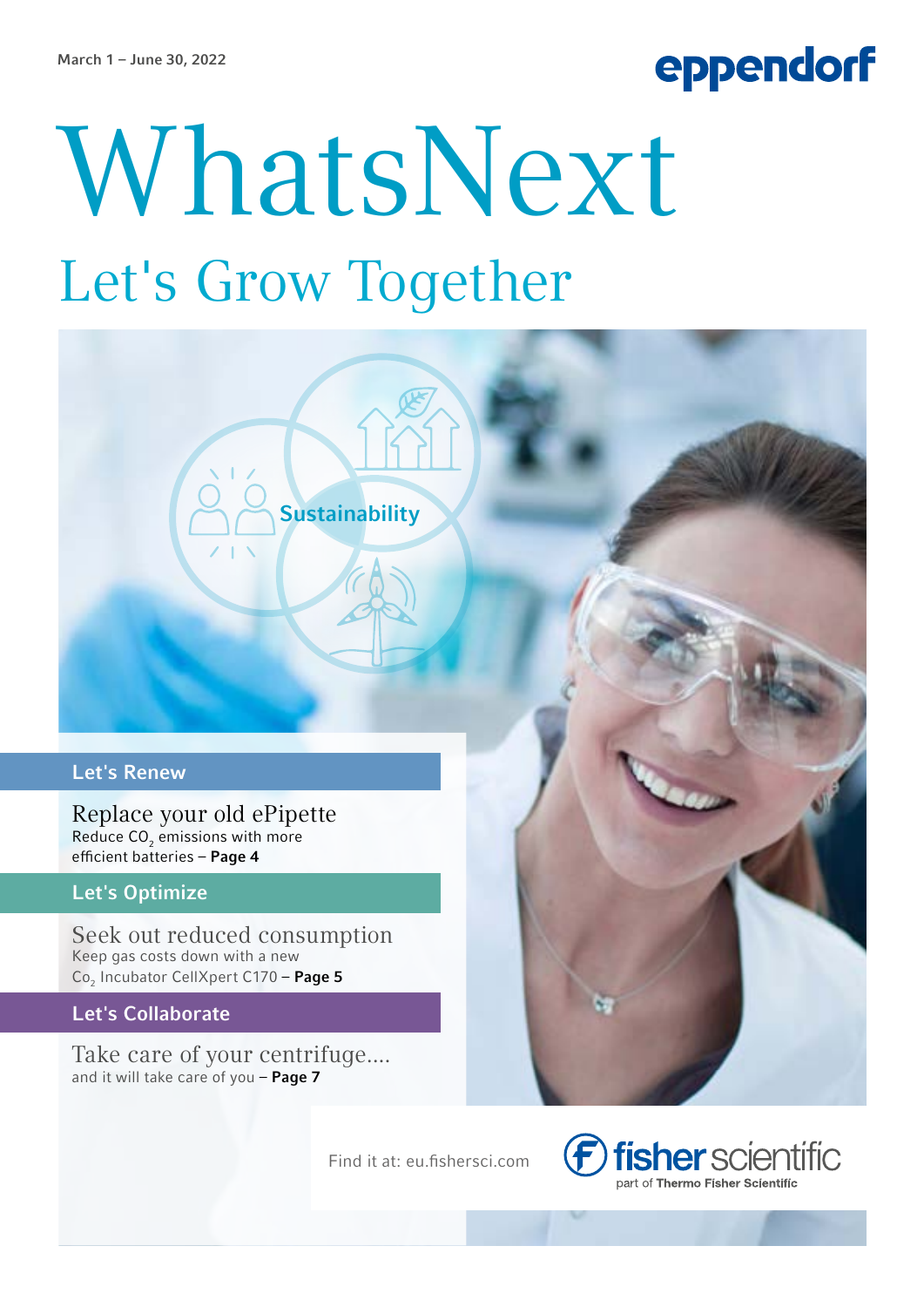March 1 – June 30, 2022

eppendorf

# WhatsNext

## Let's Grow Together

Sustainability

### Let's Renew

Replace your old ePipette
Reduce $CO_2$ emissions with more efficient batteries – **Page 4**

### Let's Optimize

Seek out reduced consumption
Keep gas costs down with a new $Co_2$ Incubator CellXpert C170 – **Page 5**

### Let's Collaborate

Take care of your centrifuge....
and it will take care of you – **Page 7**

Find it at: eu.fishersci.com

fisher scientific
part of Thermo Fisher Scientific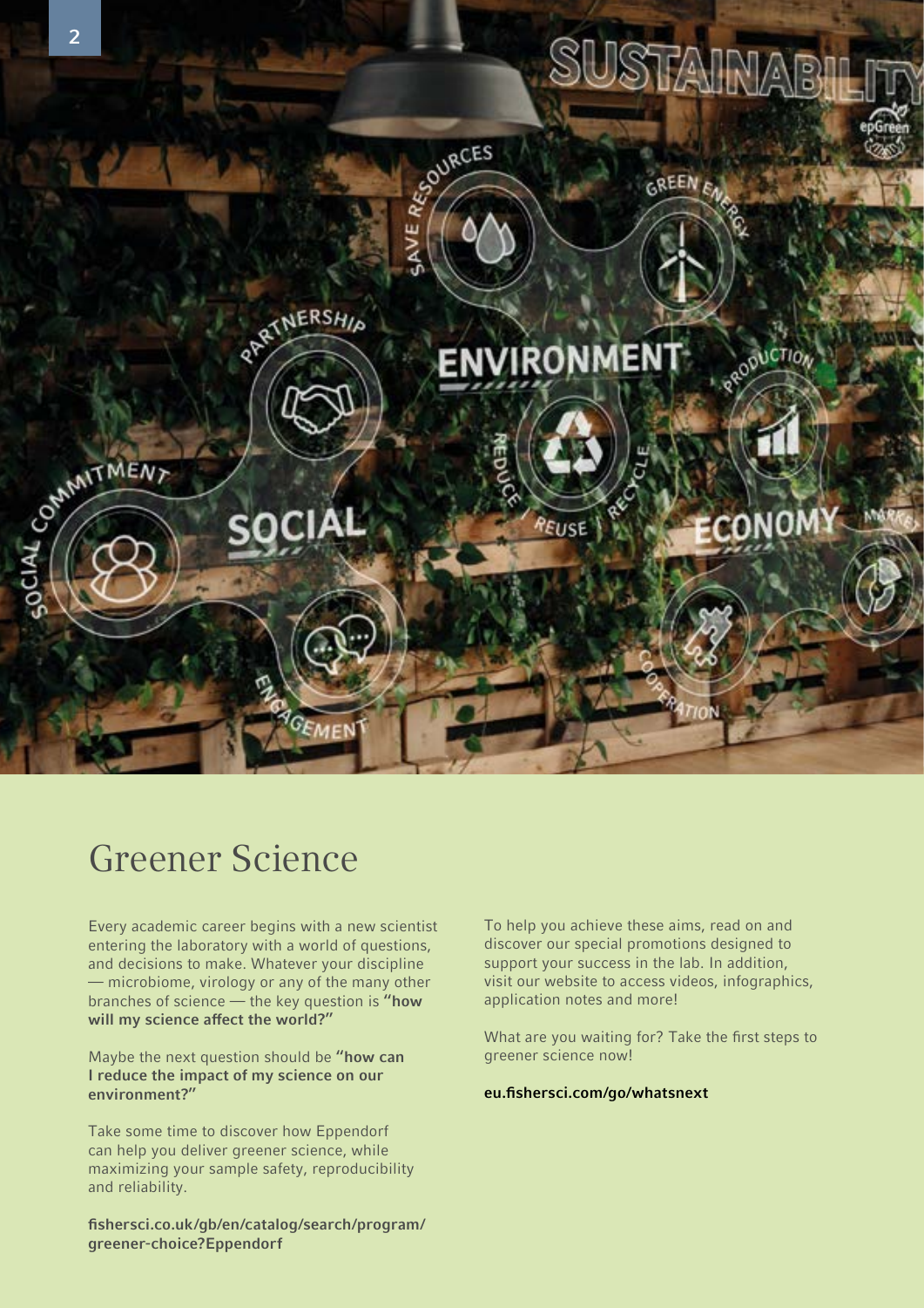# Greener Science

Every academic career begins with a new scientist entering the laboratory with a world of questions, and decisions to make. Whatever your discipline — microbiome, virology or any of the many other branches of science — the key question is **"how will my science affect the world?"**

Maybe the next question should be **"how can I reduce the impact of my science on our environment?"**

Take some time to discover how Eppendorf can help you deliver greener science, while maximizing your sample safety, reproducibility and reliability.

**fishersci.co.uk/gb/en/catalog/search/program/greener-choice?Eppendorf**

To help you achieve these aims, read on and discover our special promotions designed to support your success in the lab. In addition, visit our website to access videos, infographics, application notes and more!

What are you waiting for? Take the first steps to greener science now!

**eu.fishersci.com/go/whatsnext**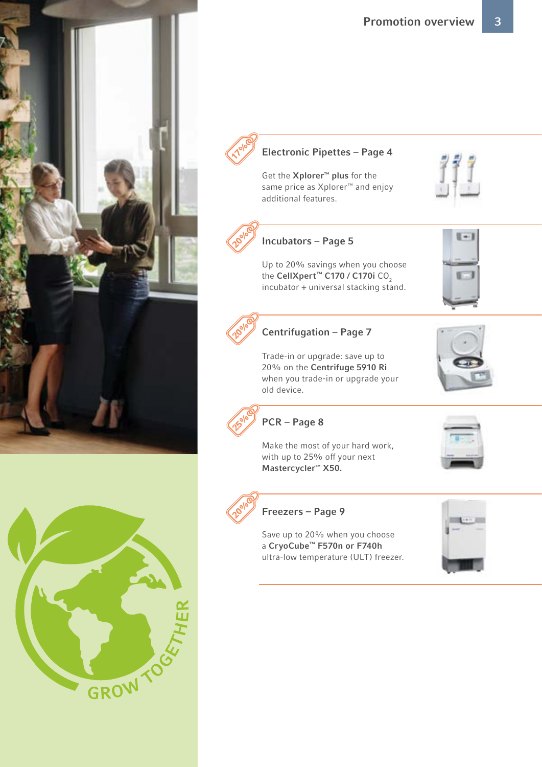# Promotion overview

17%

## Electronic Pipettes – Page 4

Get the **Xplorer™ plus** for the same price as Xplorer™ and enjoy additional features.

20%

## Incubators – Page 5

Up to 20% savings when you choose the **CellXpert™ C170 / C170i** $CO_2$ incubator + universal stacking stand.

20%

## Centrifugation – Page 7

Trade-in or upgrade: save up to 20% on the **Centrifuge 5910 Ri** when you trade-in or upgrade your old device.

25%

## PCR – Page 8

Make the most of your hard work, with up to 25% off your next **Mastercycler™ X50.**

20%

## Freezers – Page 9

Save up to 20% when you choose a **CryoCube™ F570n or F740h** ultra-low temperature (ULT) freezer.

GROW TOGETHER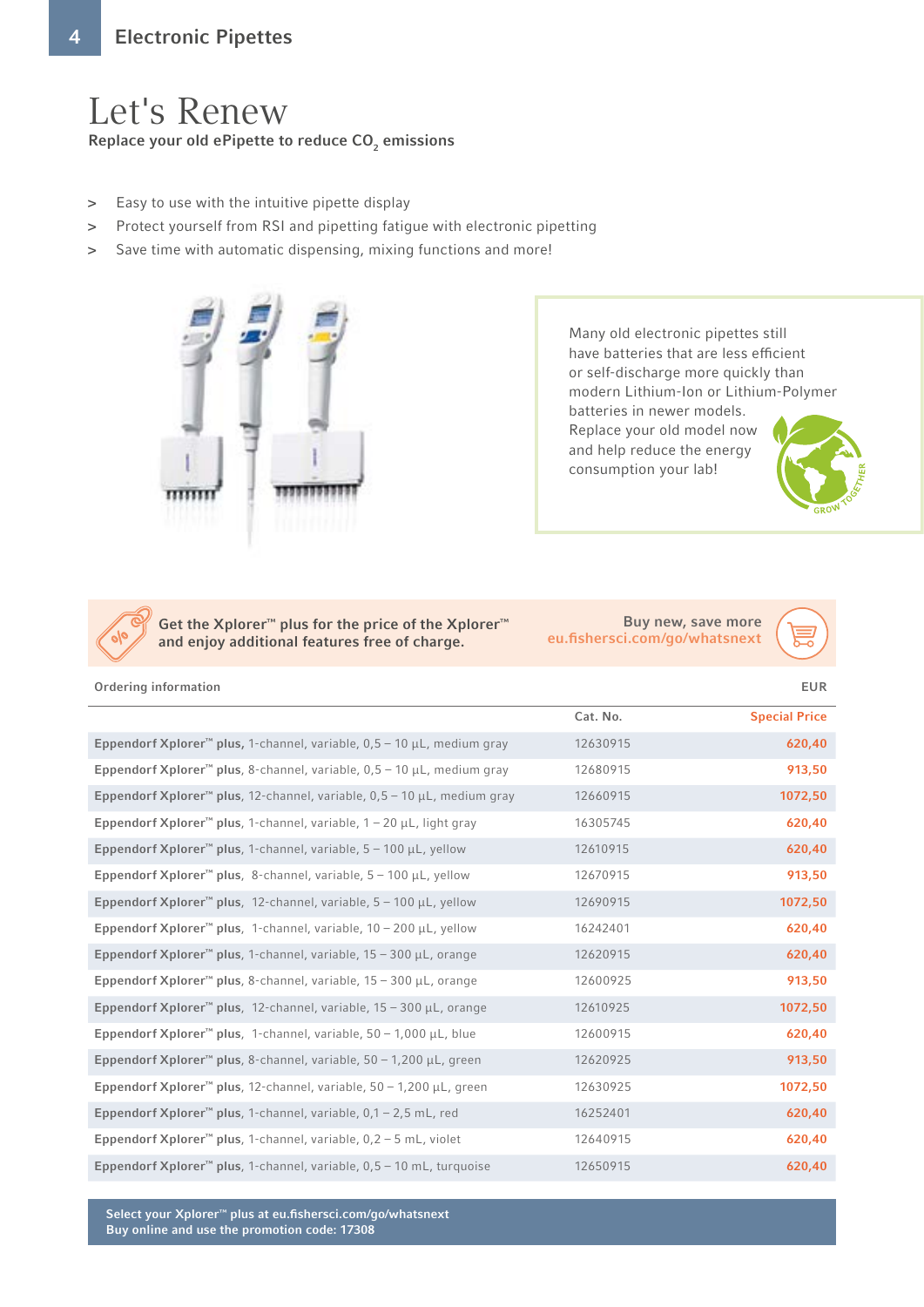# Let's Renew

**Replace your old ePipette to reduce $CO_2$ emissions**

- Easy to use with the intuitive pipette display
- Protect yourself from RSI and pipetting fatigue with electronic pipetting
- Save time with automatic dispensing, mixing functions and more!

Many old electronic pipettes still have batteries that are less efficient or self-discharge more quickly than modern Lithium-Ion or Lithium-Polymer batteries in newer models. Replace your old model now and help reduce the energy consumption your lab!

GROW TOGETHER

**Get the Xplorer™ plus for the price of the Xplorer™ and enjoy additional features free of charge.**

**Buy new, save more**
eu.fishersci.com/go/whatsnext

Ordering information

| | Cat. No. | EUR Special Price |
|---|---|---|
| **Eppendorf Xplorer™ plus,** 1-channel, variable, 0,5 – 10 µL, medium gray | 12630915 | **620,40** |
| **Eppendorf Xplorer™ plus,** 8-channel, variable, 0,5 – 10 µL, medium gray | 12680915 | **913,50** |
| **Eppendorf Xplorer™ plus,** 12-channel, variable, 0,5 – 10 µL, medium gray | 12660915 | **1072,50** |
| **Eppendorf Xplorer™ plus,** 1-channel, variable, 1 – 20 µL, light gray | 16305745 | **620,40** |
| **Eppendorf Xplorer™ plus,** 1-channel, variable, 5 – 100 µL, yellow | 12610915 | **620,40** |
| **Eppendorf Xplorer™ plus,** 8-channel, variable, 5 – 100 µL, yellow | 12670915 | **913,50** |
| **Eppendorf Xplorer™ plus,** 12-channel, variable, 5 – 100 µL, yellow | 12690915 | **1072,50** |
| **Eppendorf Xplorer™ plus,** 1-channel, variable, 10 – 200 µL, yellow | 16242401 | **620,40** |
| **Eppendorf Xplorer™ plus,** 1-channel, variable, 15 – 300 µL, orange | 12620915 | **620,40** |
| **Eppendorf Xplorer™ plus,** 8-channel, variable, 15 – 300 µL, orange | 12600925 | **913,50** |
| **Eppendorf Xplorer™ plus,** 12-channel, variable, 15 – 300 µL, orange | 12610925 | **1072,50** |
| **Eppendorf Xplorer™ plus,** 1-channel, variable, 50 – 1,000 µL, blue | 12600915 | **620,40** |
| **Eppendorf Xplorer™ plus,** 8-channel, variable, 50 – 1,200 µL, green | 12620925 | **913,50** |
| **Eppendorf Xplorer™ plus,** 12-channel, variable, 50 – 1,200 µL, green | 12630925 | **1072,50** |
| **Eppendorf Xplorer™ plus,** 1-channel, variable, 0,1 – 2,5 mL, red | 16252401 | **620,40** |
| **Eppendorf Xplorer™ plus,** 1-channel, variable, 0,2 – 5 mL, violet | 12640915 | **620,40** |
| **Eppendorf Xplorer™ plus,** 1-channel, variable, 0,5 – 10 mL, turquoise | 12650915 | **620,40** |

**Select your Xplorer™ plus at eu.fishersci.com/go/whatsnext**
**Buy online and use the promotion code: 17308**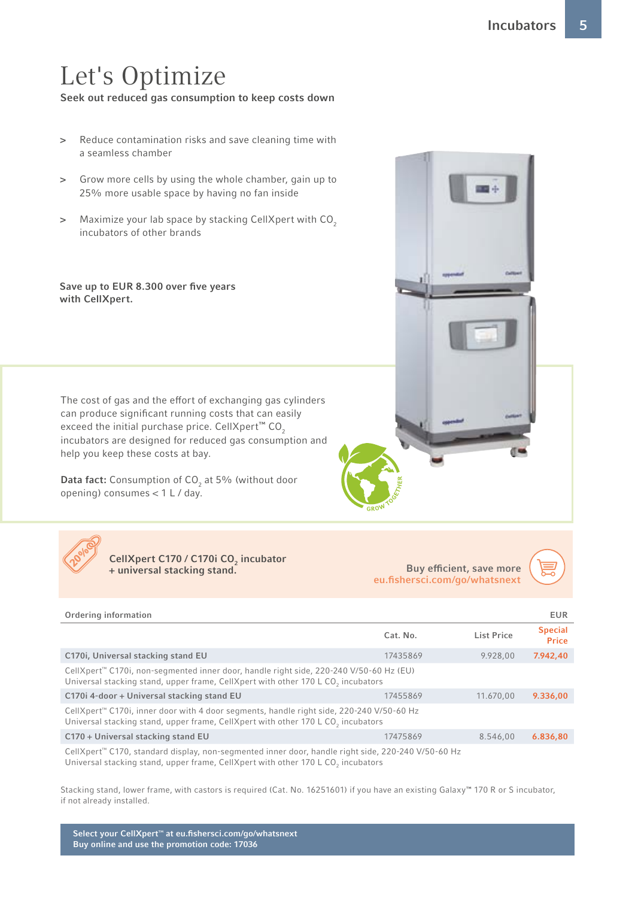# Let's Optimize

**Seek out reduced gas consumption to keep costs down**

> Reduce contamination risks and save cleaning time with a seamless chamber

> Grow more cells by using the whole chamber, gain up to 25% more usable space by having no fan inside

> Maximize your lab space by stacking CellXpert with $CO_2$ incubators of other brands

**Save up to EUR 8.300 over five years with CellXpert.**

The cost of gas and the effort of exchanging gas cylinders can produce significant running costs that can easily exceed the initial purchase price. CellXpert™ $CO_2$ incubators are designed for reduced gas consumption and help you keep these costs at bay.

**Data fact:** Consumption of $CO_2$ at 5% (without door opening) consumes < 1 L / day.

20%

**CellXpert C170 / C170i $CO_2$ incubator + universal stacking stand.**

Buy efficient, save more
eu.fishersci.com/go/whatsnext

| Ordering information | Cat. No. | List Price | EUR Special Price |
|---|---|---|---|
| **C170i, Universal stacking stand EU** | 17435869 | 9.928,00 | **7.942,40** |
| CellXpert™ C170i, non-segmented inner door, handle right side, 220-240 V/50-60 Hz (EU) Universal stacking stand, upper frame, CellXpert with other 170 L $CO_2$ incubators | | | |
| **C170i 4-door + Universal stacking stand EU** | 17455869 | 11.670,00 | **9.336,00** |
| CellXpert™ C170i, inner door with 4 door segments, handle right side, 220-240 V/50-60 Hz Universal stacking stand, upper frame, CellXpert with other 170 L $CO_2$ incubators | | | |
| **C170 + Universal stacking stand EU** | 17475869 | 8.546,00 | **6.836,80** |
| CellXpert™ C170, standard display, non-segmented inner door, handle right side, 220-240 V/50-60 Hz Universal stacking stand, upper frame, CellXpert with other 170 L $CO_2$ incubators | | | |

Stacking stand, lower frame, with castors is required (Cat. No. 16251601) if you have an existing Galaxy™ 170 R or S incubator, if not already installed.

**Select your CellXpert™ at eu.fishersci.com/go/whatsnext**
**Buy online and use the promotion code: 17036**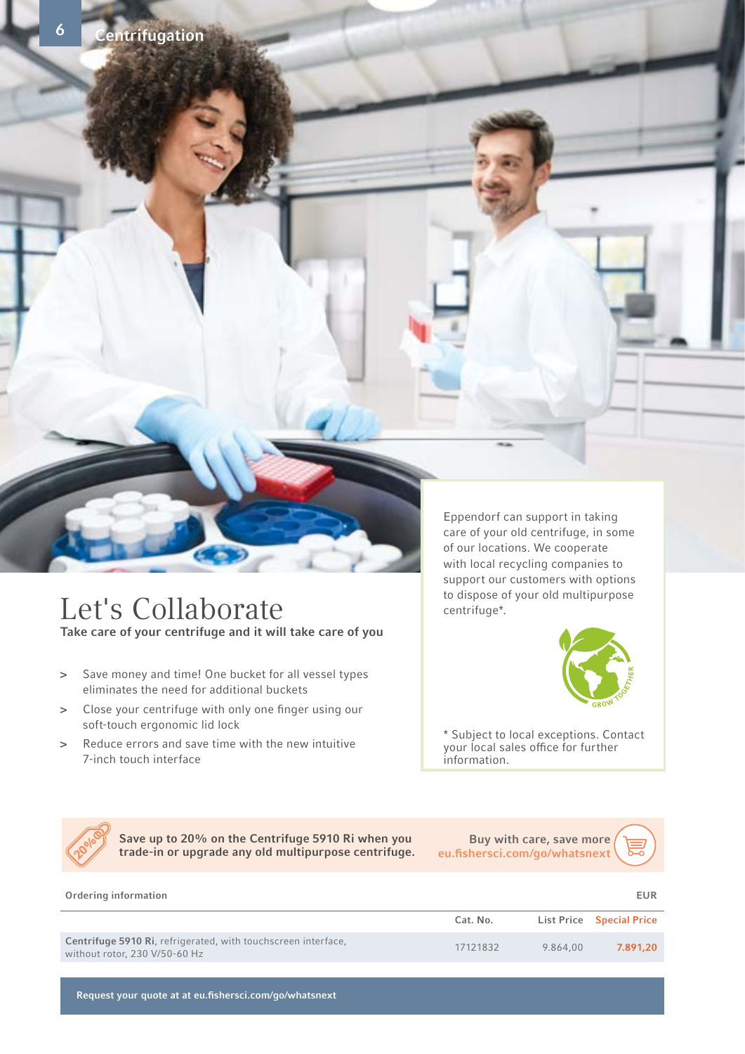# Let's Collaborate

**Take care of your centrifuge and it will take care of you**

- Save money and time! One bucket for all vessel types eliminates the need for additional buckets
- Close your centrifuge with only one finger using our soft-touch ergonomic lid lock
- Reduce errors and save time with the new intuitive 7-inch touch interface

Eppendorf can support in taking care of your old centrifuge, in some of our locations. We cooperate with local recycling companies to support our customers with options to dispose of your old multipurpose centrifuge*.

GROW TOGETHER

* Subject to local exceptions. Contact your local sales office for further information.

20%

**Save up to 20% on the Centrifuge 5910 Ri when you trade-in or upgrade any old multipurpose centrifuge.**

**Buy with care, save more**
**eu.fishersci.com/go/whatsnext**

**Ordering information** — EUR

| | Cat. No. | List Price | Special Price |
|---|---|---|---|
| **Centrifuge 5910 Ri**, refrigerated, with touchscreen interface, without rotor, 230 V/50-60 Hz | 17121832 | 9.864,00 | **7.891,20** |

**Request your quote at at eu.fishersci.com/go/whatsnext**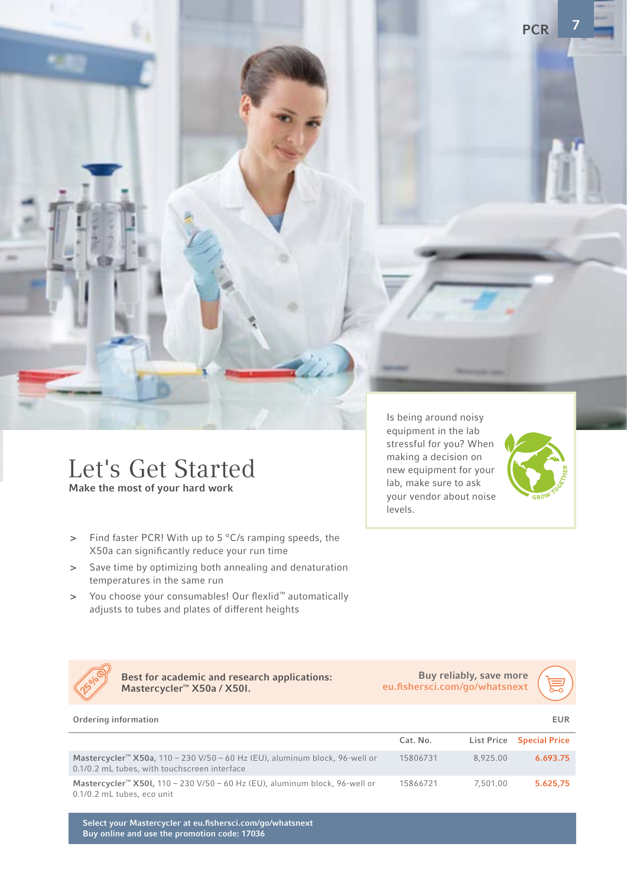# Let's Get Started

**Make the most of your hard work**

- Find faster PCR! With up to 5 °C/s ramping speeds, the X50a can significantly reduce your run time
- Save time by optimizing both annealing and denaturation temperatures in the same run
- You choose your consumables! Our flexlid™ automatically adjusts to tubes and plates of different heights

Is being around noisy equipment in the lab stressful for you? When making a decision on new equipment for your lab, make sure to ask your vendor about noise levels.

25%

**Best for academic and research applications: Mastercycler™ X50a / X50l.**

Buy reliably, save more
eu.fishersci.com/go/whatsnext

Ordering information — EUR

| | Cat. No. | List Price | Special Price |
|---|---|---|---|
| **Mastercycler™ X50a**, 110 – 230 V/50 – 60 Hz (EU), aluminum block, 96-well or 0.1/0.2 mL tubes, with touchscreen interface | 15806731 | 8,925.00 | 6.693.75 |
| **Mastercycler™ X50l**, 110 – 230 V/50 – 60 Hz (EU), aluminum block, 96-well or 0.1/0.2 mL tubes, eco unit | 15866721 | 7,501.00 | 5.625,75 |

**Select your Mastercycler at eu.fishersci.com/go/whatsnext**
**Buy online and use the promotion code: 17036**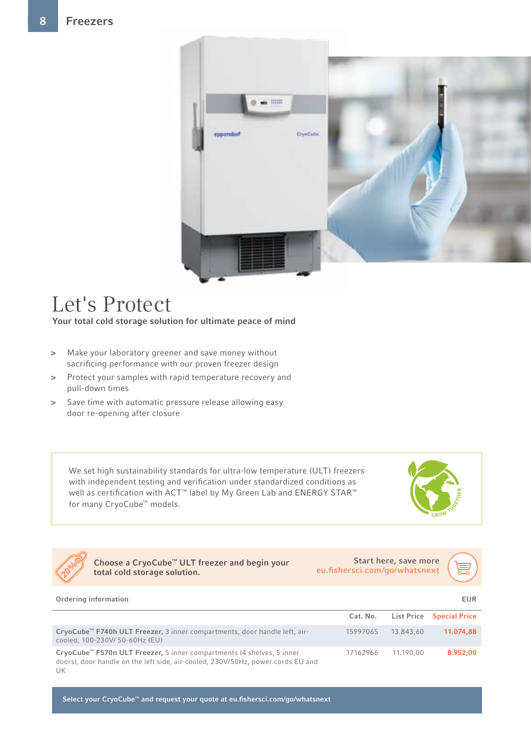# Let's Protect

**Your total cold storage solution for ultimate peace of mind**

- Make your laboratory greener and save money without sacrificing performance with our proven freezer design
- Protect your samples with rapid temperature recovery and pull-down times
- Save time with automatic pressure release allowing easy door re-opening after closure

We set high sustainability standards for ultra-low temperature (ULT) freezers with independent testing and verification under standardized conditions as well as certification with ACT™ label by My Green Lab and ENERGY STAR™ for many CryoCube™ models.

**Choose a CryoCube™ ULT freezer and begin your total cold storage solution.**

Start here, save more
eu.fishersci.com/go/whatsnext

Ordering information — EUR

| | Cat. No. | List Price | Special Price |
|---|---|---|---|
| **CryoCube™ F740h ULT Freezer,** 3 inner compartments, door handle left, air-cooled, 100-230V/ 50-60Hz (EU) | 15997065 | 13.843,60 | **11.074,88** |
| **CryoCube™ F570n ULT Freezer,** 5 inner compartments (4 shelves, 5 inner doors), door handle on the left side, air-cooled, 230V/50Hz, power cords EU and UK | 17162966 | 11.190,00 | **8.952,00** |

**Select your CryoCube™ and request your quote at eu.fishersci.com/go/whatsnext**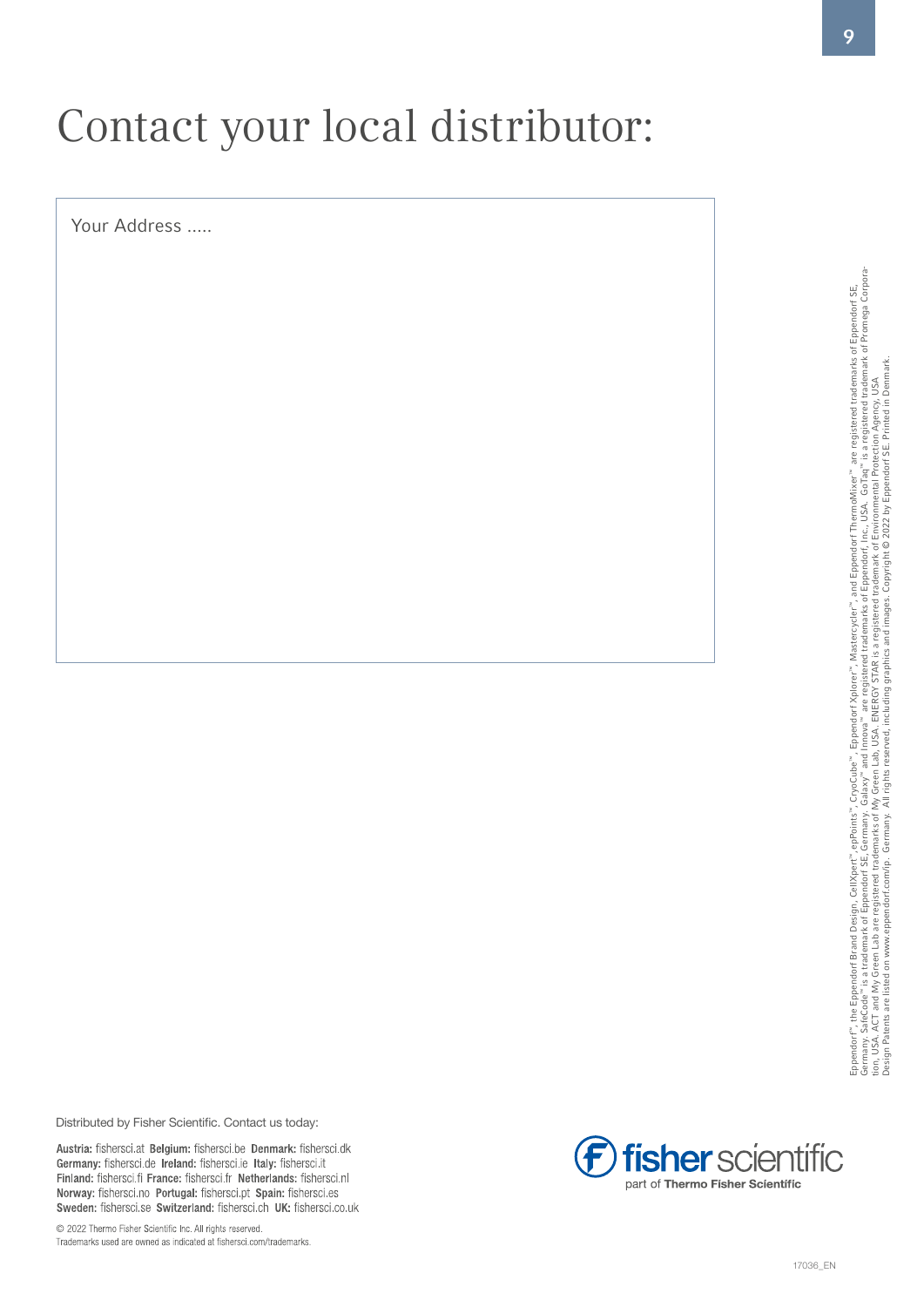# Contact your local distributor:

Your Address .....

Eppendorf®, the Eppendorf Brand Design, CellXpert®, epPoints™, CryoCube™, Eppendorf Xplorer®, Mastercycler®, and Eppendorf ThermoMixer® are registered trademarks of Eppendorf SE, Germany. SafeCode™ is a trademark of Eppendorf SE, Germany. Galaxy® and Innova® are registered trademarks of Eppendorf Inc., USA. GoTaq® is a registered trademark of Promega Corporation, USA. ACT and My Green Lab are registered trademarks of My Green Lab, USA. ENERGY STAR is a registered trademark of Environmental Protection Agency, USA. Design Patents are listed on www.eppendorf.com/ip. Germany. All rights reserved, including graphics and images. Copyright © 2022 by Eppendorf SE. Printed in Denmark.

Distributed by Fisher Scientific. Contact us today:

**Austria:** fishersci.at **Belgium:** fishersci.be **Denmark:** fishersci.dk
**Germany:** fishersci.de **Ireland:** fishersci.ie **Italy:** fishersci.it
**Finland:** fishersci.fi **France:** fishersci.fr **Netherlands:** fishersci.nl
**Norway:** fishersci.no **Portugal:** fishersci.pt **Spain:** fishersci.es
**Sweden:** fishersci.se **Switzerland:** fishersci.ch **UK:** fishersci.co.uk

© 2022 Thermo Fisher Scientific Inc. All rights reserved.
Trademarks used are owned as indicated at fishersci.com/trademarks.

fisher scientific
part of **Thermo Fisher Scientific**

17036_EN